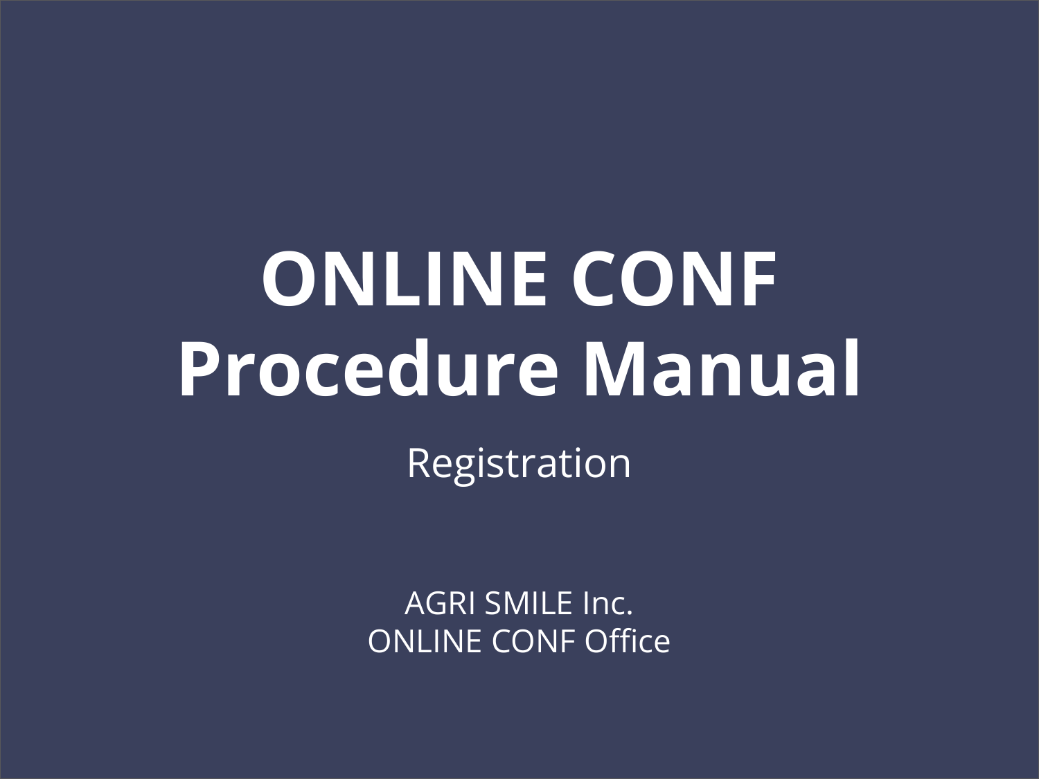# ONLINE CONF Procedure Manual

Registration

AGRI SMILE Inc.
ONLINE CONF Office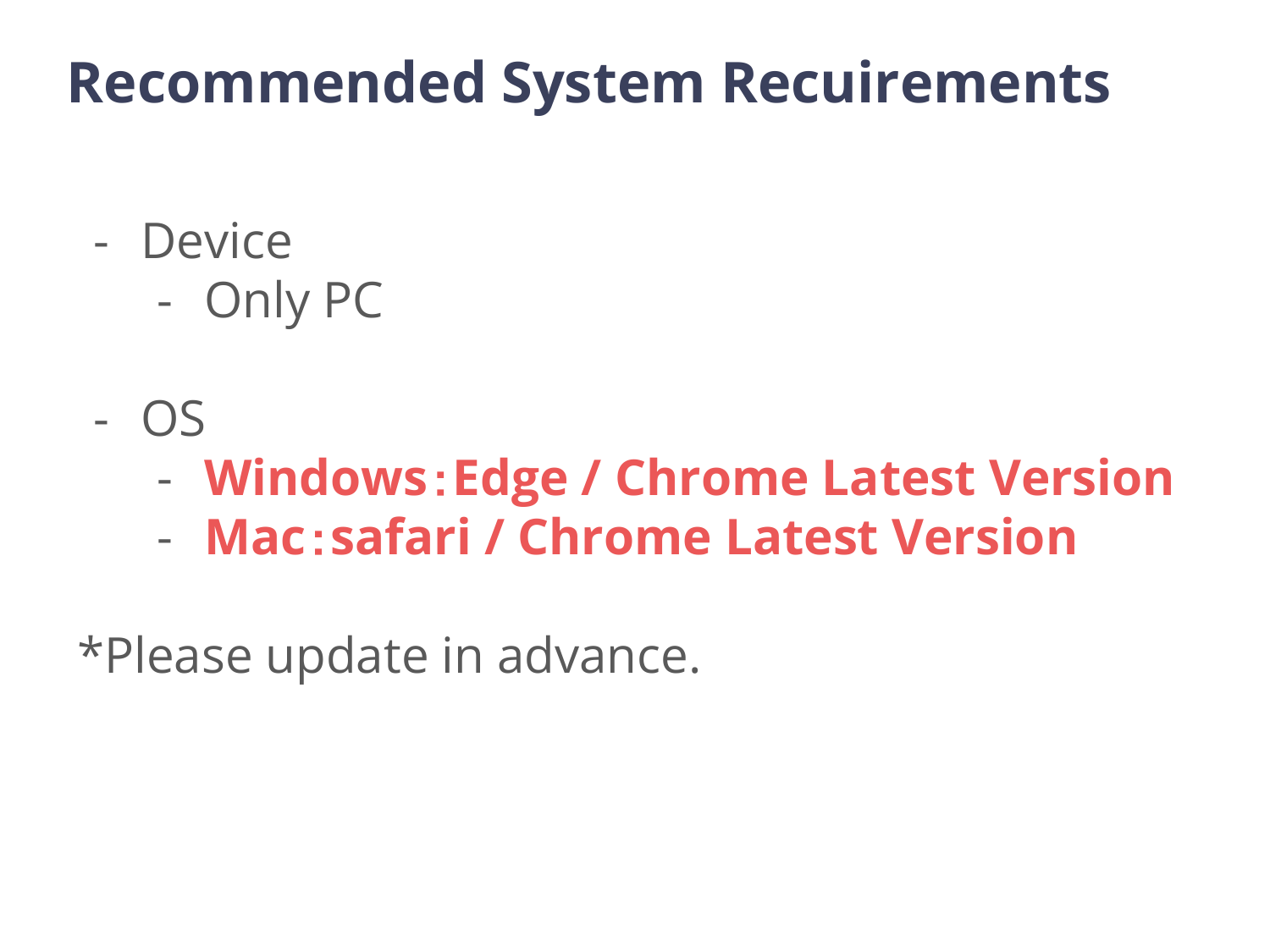# Recommended System Recuirements

- Device
  - Only PC

- OS
  - **Windows：Edge / Chrome Latest Version**
  - **Mac：safari / Chrome Latest Version**

*Please update in advance.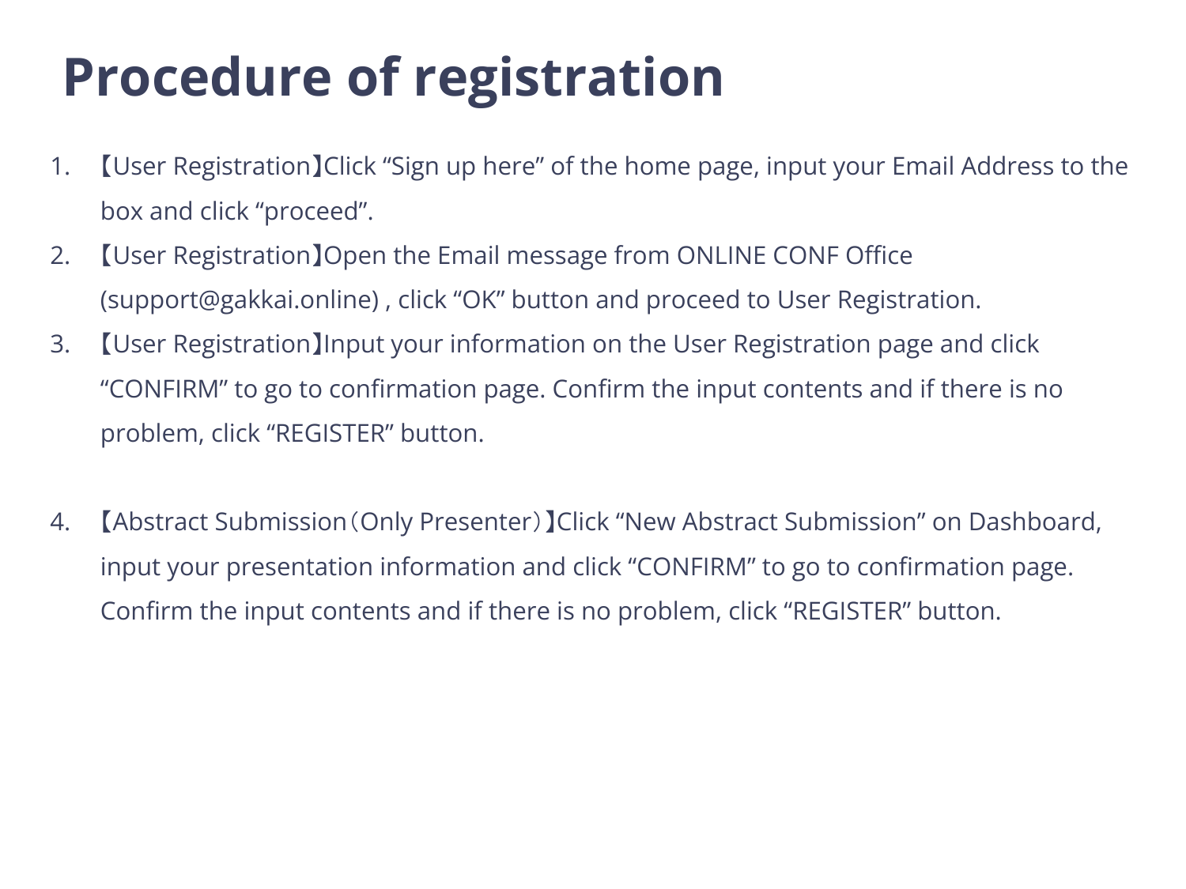# Procedure of registration

1. 【User Registration】Click “Sign up here” of the home page, input your Email Address to the box and click “proceed”.
2. 【User Registration】Open the Email message from ONLINE CONF Office (support@gakkai.online) , click “OK” button and proceed to User Registration.
3. 【User Registration】Input your information on the User Registration page and click “CONFIRM” to go to confirmation page. Confirm the input contents and if there is no problem, click “REGISTER” button.

4. 【Abstract Submission（Only Presenter）】Click “New Abstract Submission” on Dashboard, input your presentation information and click “CONFIRM” to go to confirmation page. Confirm the input contents and if there is no problem, click “REGISTER” button.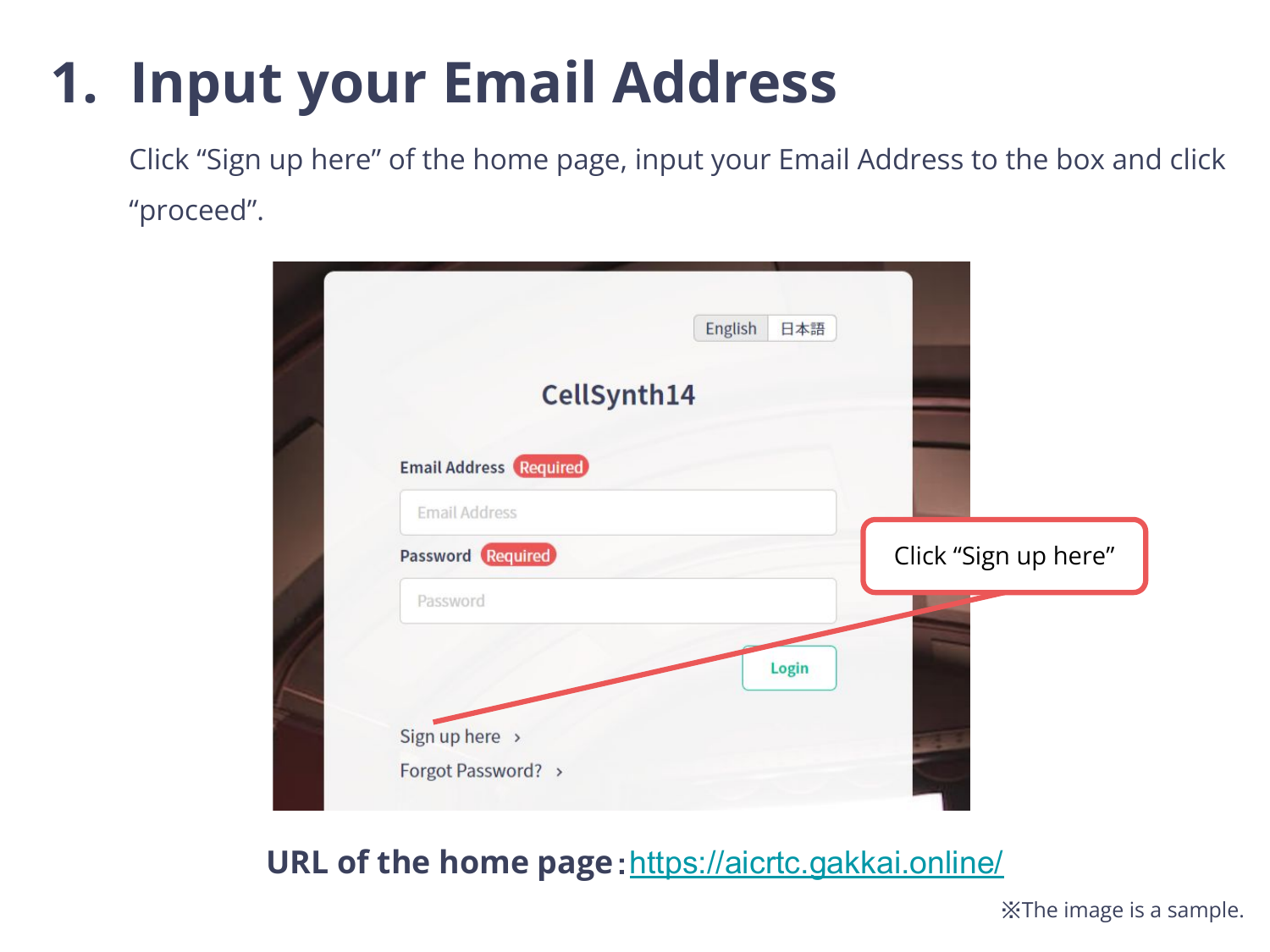# 1. Input your Email Address

Click “Sign up here” of the home page, input your Email Address to the box and click “proceed”.

**URL of the home page：**[https://aicrtc.gakkai.online/](https://aicrtc.gakkai.online/)

※The image is a sample.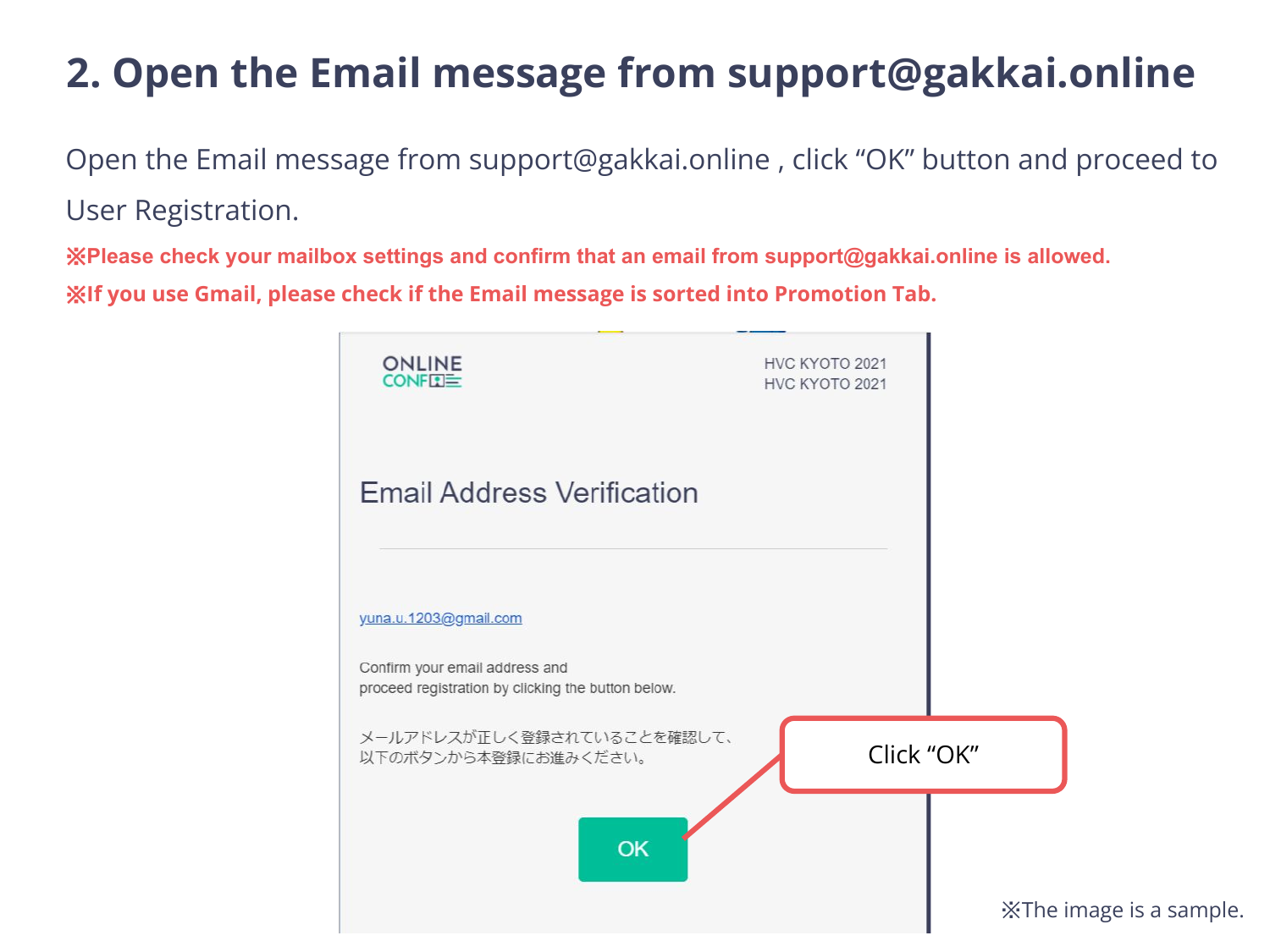## 2. Open the Email message from support@gakkai.online

Open the Email message from support@gakkai.online , click “OK” button and proceed to User Registration.

**※Please check your mailbox settings and confirm that an email from support@gakkai.online is allowed.**

**※If you use Gmail, please check if the Email message is sorted into Promotion Tab.**

ONLINE CONF

HVC KYOTO 2021
HVC KYOTO 2021

Email Address Verification

yuna.u.1203@gmail.com

Confirm your email address and
proceed registration by clicking the button below.

メールアドレスが正しく登録されていることを確認して、
以下のボタンから本登録にお進みください。

OK

Click “OK”

※The image is a sample.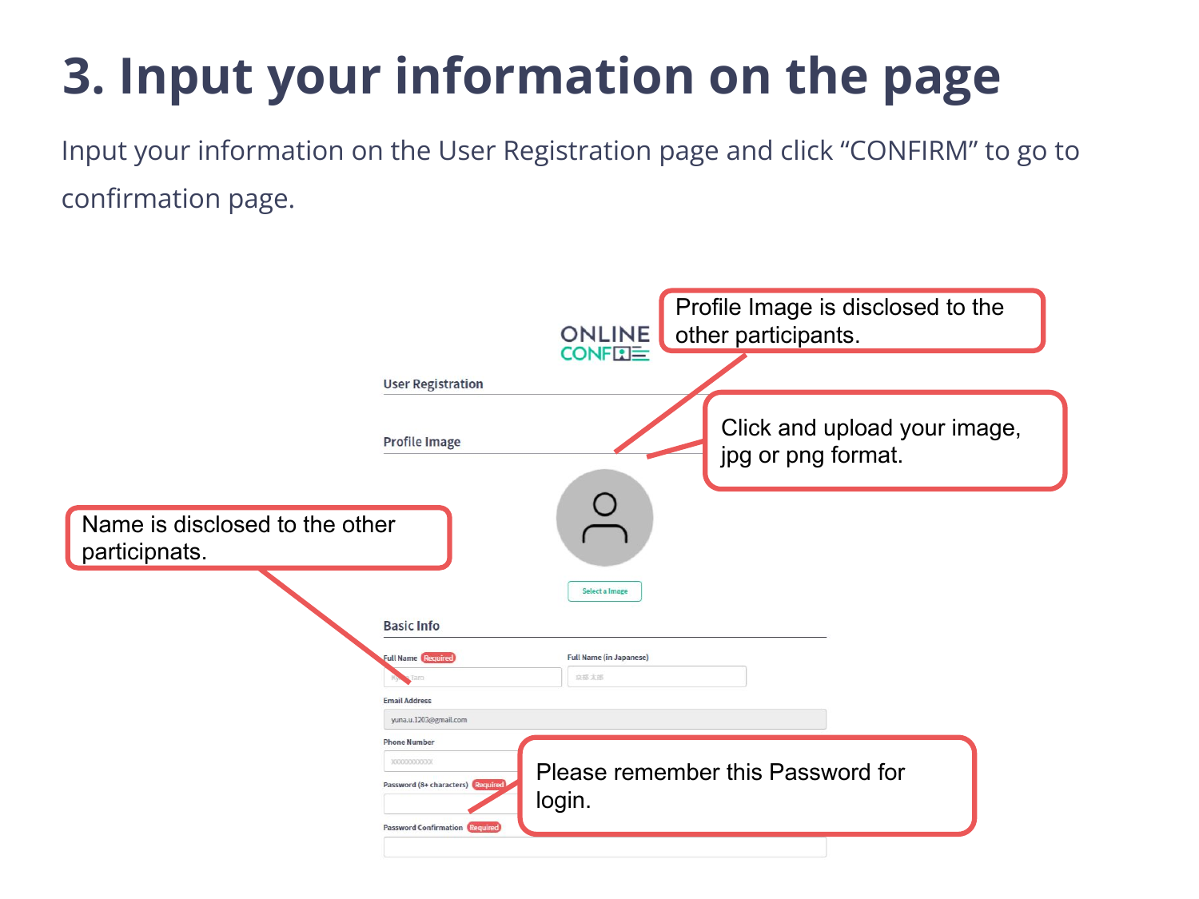# 3. Input your information on the page

Input your information on the User Registration page and click “CONFIRM” to go to confirmation page.

ONLINE CONF

User Registration

Profile Image

Profile Image is disclosed to the other participants.

Click and upload your image, jpg or png format.

Select a Image

Basic Info

Name is disclosed to the other participnats.

Full Name Required

Full Name (in Japanese)

Email Address

Phone Number

Password (8+ characters) Required

Please remember this Password for login.

Password Confirmation Required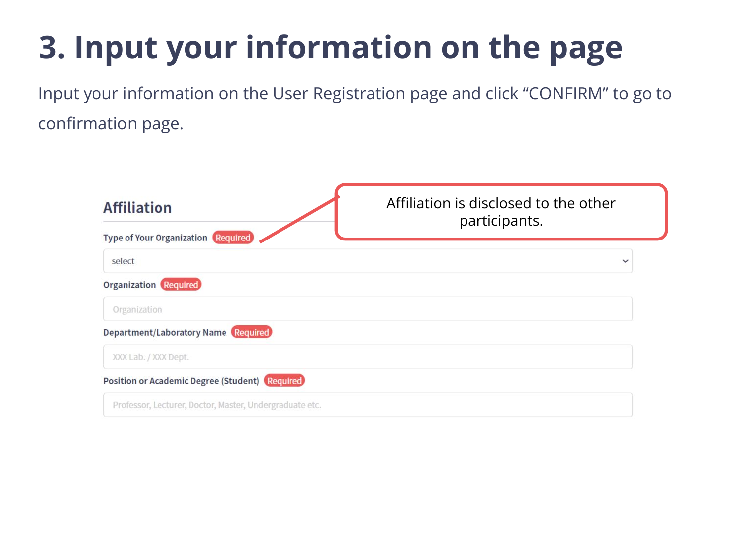# 3. Input your information on the page

Input your information on the User Registration page and click “CONFIRM” to go to confirmation page.

Affiliation is disclosed to the other participants.

## Affiliation

Type of Your Organization Required

select

Organization Required

Organization

Department/Laboratory Name Required

XXX Lab. / XXX Dept.

Position or Academic Degree (Student) Required

Professor, Lecturer, Doctor, Master, Undergraduate etc.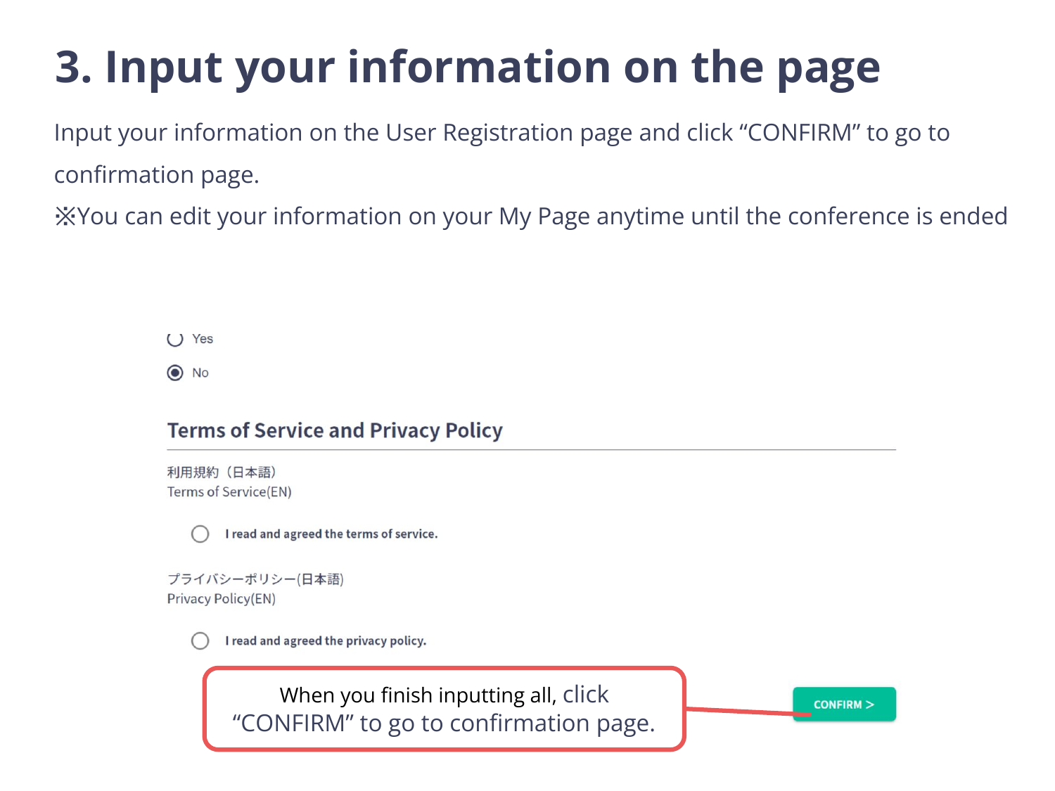# 3. Input your information on the page

Input your information on the User Registration page and click “CONFIRM” to go to confirmation page.

※You can edit your information on your My Page anytime until the conference is ended

◯ Yes

◉ No

## Terms of Service and Privacy Policy

利用規約（日本語）
Terms of Service(EN)

◯ I read and agreed the terms of service.

プライバシーポリシー(日本語)
Privacy Policy(EN)

◯ I read and agreed the privacy policy.

When you finish inputting all, click “CONFIRM” to go to confirmation page.

CONFIRM >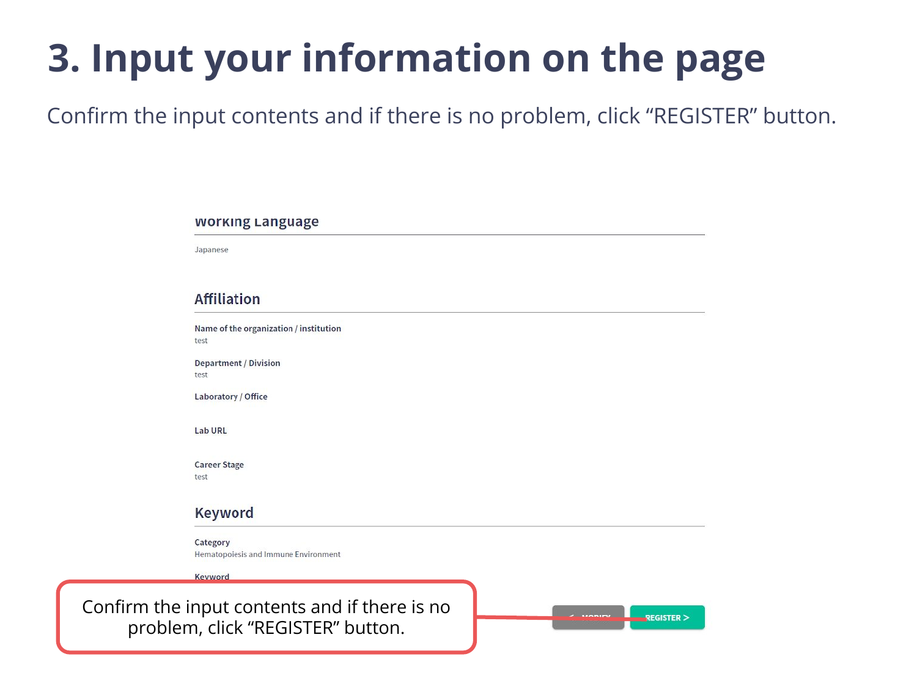# 3. Input your information on the page

Confirm the input contents and if there is no problem, click “REGISTER” button.

## Working Language

Japanese

## Affiliation

**Name of the organization / institution**
test

**Department / Division**
test

**Laboratory / Office**

**Lab URL**

**Career Stage**
test

## Keyword

**Category**
Hematopoiesis and Immune Environment

**Keyword**

< MODIFY

REGISTER >

Confirm the input contents and if there is no problem, click “REGISTER” button.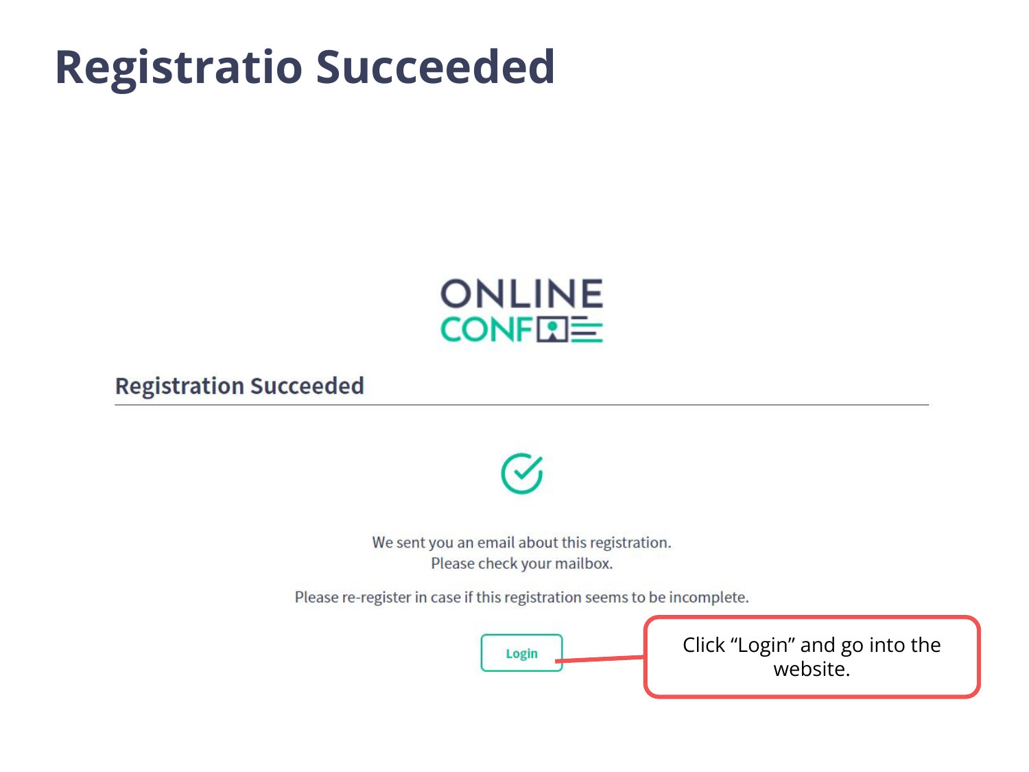# Registratio Succeeded

ONLINE CONF

## Registration Succeeded

We sent you an email about this registration.
Please check your mailbox.

Please re-register in case if this registration seems to be incomplete.

Login

Click "Login" and go into the website.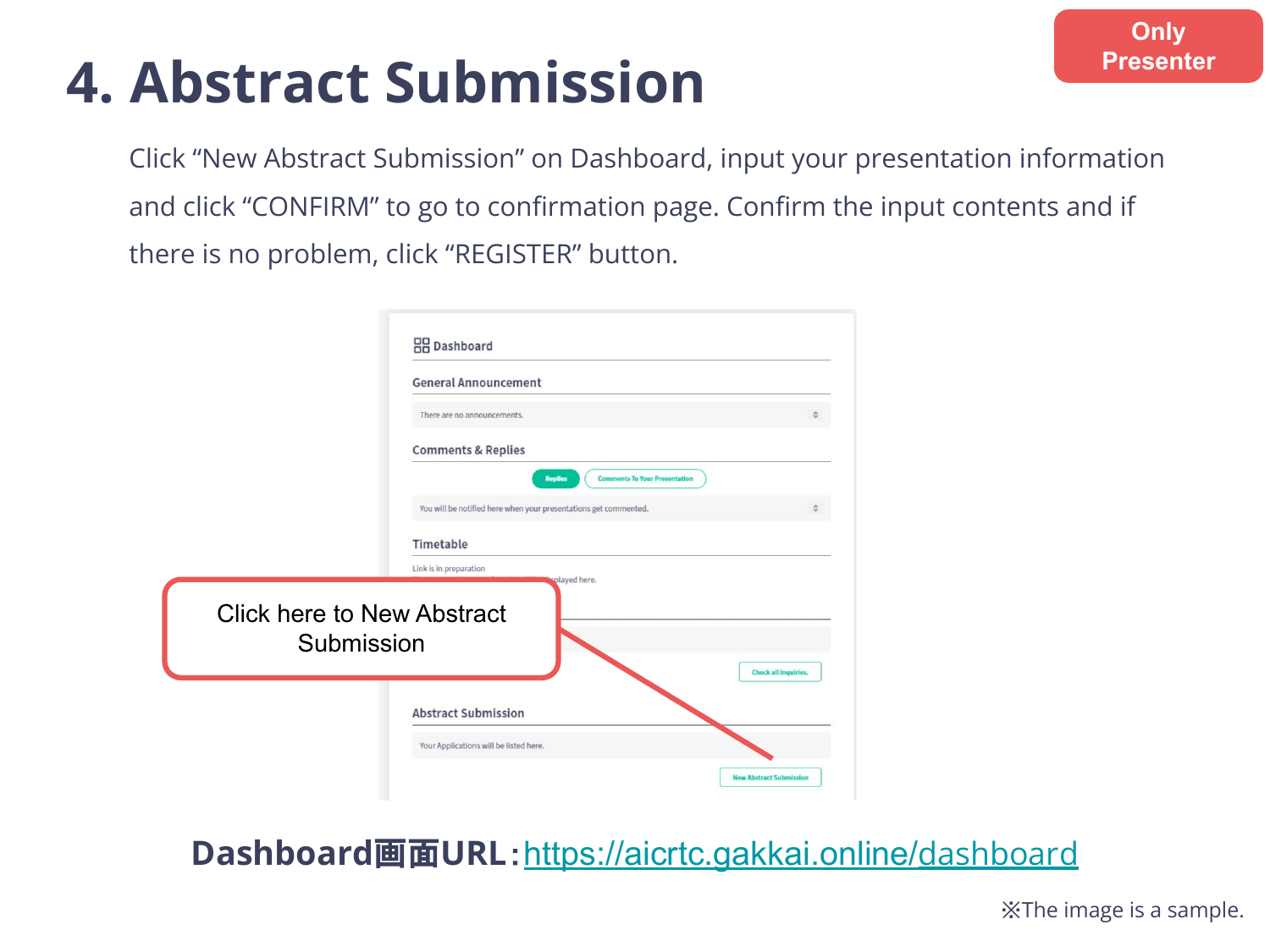# 4. Abstract Submission

**Only Presenter**

Click "New Abstract Submission" on Dashboard, input your presentation information and click "CONFIRM" to go to confirmation page. Confirm the input contents and if there is no problem, click "REGISTER" button.

Click here to New Abstract Submission

**Dashboard画面URL：**[https://aicrtc.gakkai.online/dashboard](https://aicrtc.gakkai.online/dashboard)

※The image is a sample.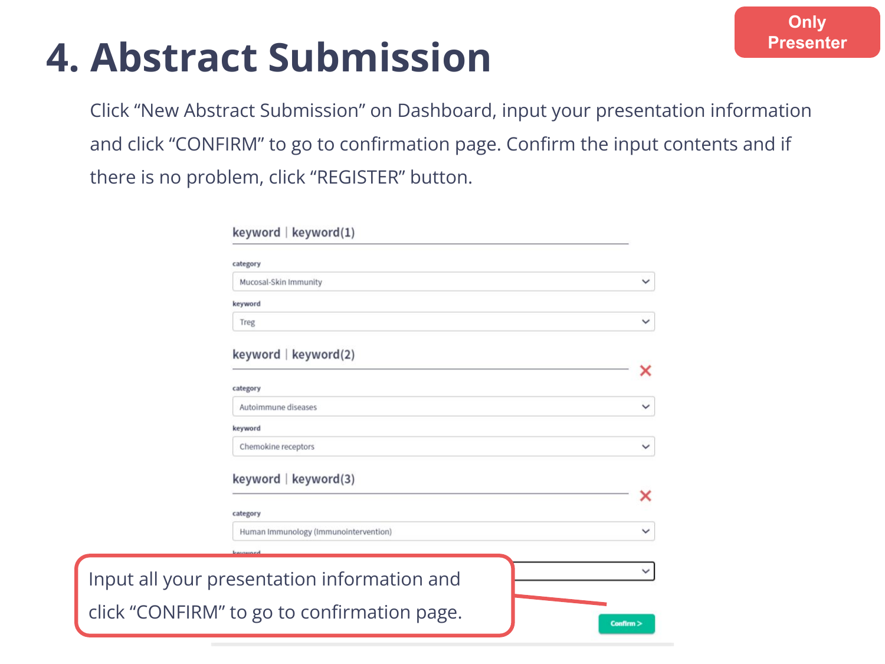# 4. Abstract Submission

Only Presenter

Click "New Abstract Submission" on Dashboard, input your presentation information and click "CONFIRM" to go to confirmation page. Confirm the input contents and if there is no problem, click "REGISTER" button.

keyword | keyword(1)

category

Mucosal-Skin Immunity

keyword

Treg

keyword | keyword(2)

category

Autoimmune diseases

keyword

Chemokine receptors

keyword | keyword(3)

category

Human Immunology (Immunointervention)

keyword

Input all your presentation information and click "CONFIRM" to go to confirmation page.

Confirm >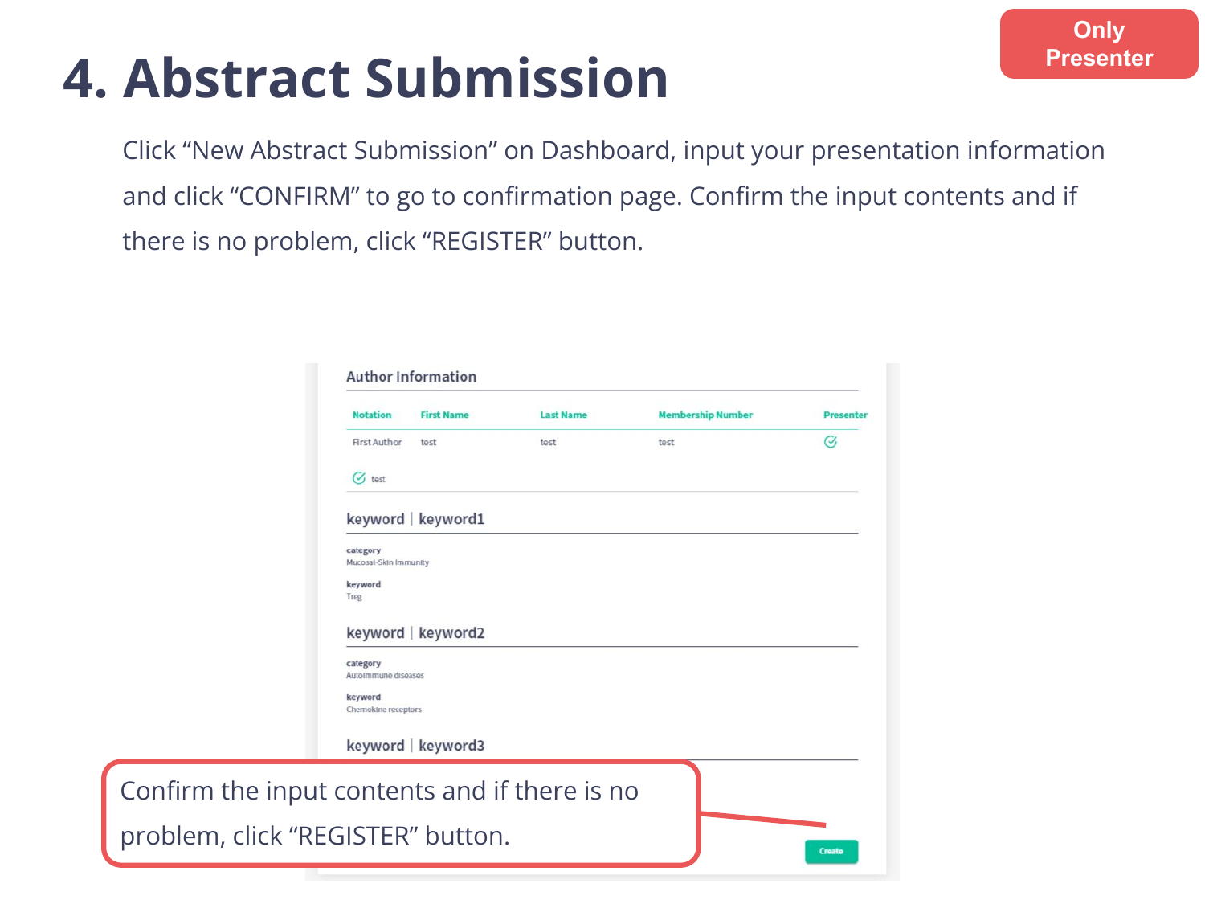# 4. Abstract Submission

Only Presenter

Click “New Abstract Submission” on Dashboard, input your presentation information and click “CONFIRM” to go to confirmation page. Confirm the input contents and if there is no problem, click “REGISTER” button.

Author Information

| Notation | First Name | Last Name | Membership Number | Presenter |
|---|---|---|---|---|
| First Author | test | test | test | ✓ |

✓ test

keyword | keyword1

category
Mucosal-Skin Immunity

keyword
Treg

keyword | keyword2

category
Autoimmune diseases

keyword
Chemokine receptors

keyword | keyword3

Create

Confirm the input contents and if there is no problem, click “REGISTER” button.